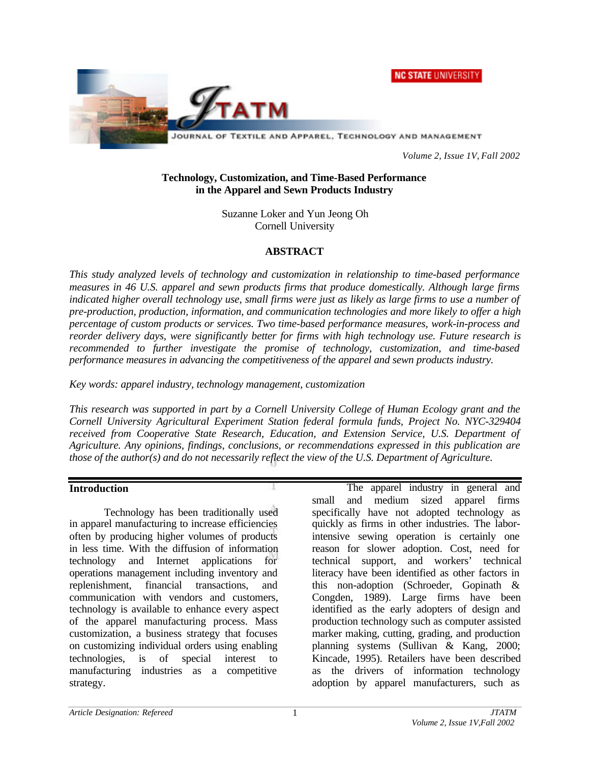# Technology, Customization, and Time-Based Performance in the Apparel and Sewn Products Industry

Suzanne Loker and Yun Jeong Oh
Cornell University

## ABSTRACT

*This study analyzed levels of technology and customization in relationship to time-based performance measures in 46 U.S. apparel and sewn products firms that produce domestically. Although large firms indicated higher overall technology use, small firms were just as likely as large firms to use a number of pre-production, production, information, and communication technologies and more likely to offer a high percentage of custom products or services. Two time-based performance measures, work-in-process and reorder delivery days, were significantly better for firms with high technology use. Future research is recommended to further investigate the promise of technology, customization, and time-based performance measures in advancing the competitiveness of the apparel and sewn products industry.*

*Key words: apparel industry, technology management, customization*

*This research was supported in part by a Cornell University College of Human Ecology grant and the Cornell University Agricultural Experiment Station federal formula funds, Project No. NYC-329404 received from Cooperative State Research, Education, and Extension Service, U.S. Department of Agriculture. Any opinions, findings, conclusions, or recommendations expressed in this publication are those of the author(s) and do not necessarily reflect the view of the U.S. Department of Agriculture.*

## Introduction

Technology has been traditionally used in apparel manufacturing to increase efficiencies often by producing higher volumes of products in less time. With the diffusion of information technology and Internet applications for operations management including inventory and replenishment, financial transactions, and communication with vendors and customers, technology is available to enhance every aspect of the apparel manufacturing process. Mass customization, a business strategy that focuses on customizing individual orders using enabling technologies, is of special interest to manufacturing industries as a competitive strategy.

The apparel industry in general and small and medium sized apparel firms specifically have not adopted technology as quickly as firms in other industries. The labor-intensive sewing operation is certainly one reason for slower adoption. Cost, need for technical support, and workers' technical literacy have been identified as other factors in this non-adoption (Schroeder, Gopinath & Congden, 1989). Large firms have been identified as the early adopters of design and production technology such as computer assisted marker making, cutting, grading, and production planning systems (Sullivan & Kang, 2000; Kincade, 1995). Retailers have been described as the drivers of information technology adoption by apparel manufacturers, such as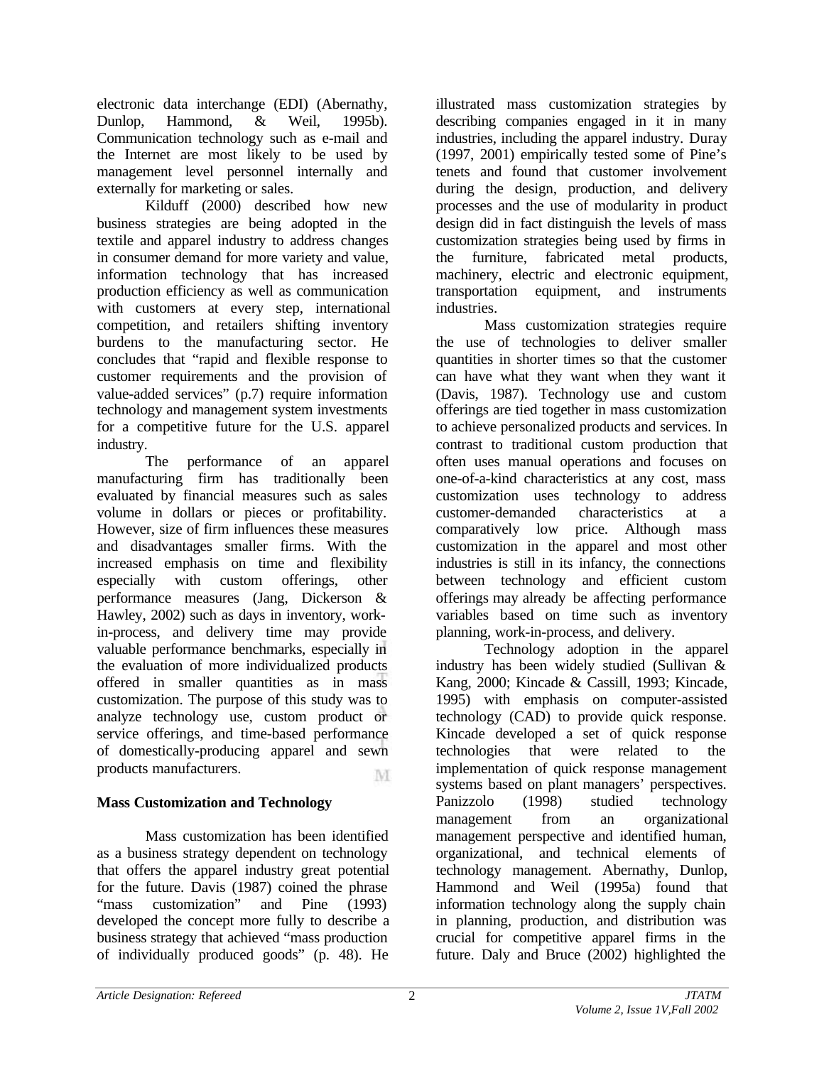electronic data interchange (EDI) (Abernathy, Dunlop, Hammond, & Weil, 1995b). Communication technology such as e-mail and the Internet are most likely to be used by management level personnel internally and externally for marketing or sales.

Kilduff (2000) described how new business strategies are being adopted in the textile and apparel industry to address changes in consumer demand for more variety and value, information technology that has increased production efficiency as well as communication with customers at every step, international competition, and retailers shifting inventory burdens to the manufacturing sector. He concludes that "rapid and flexible response to customer requirements and the provision of value-added services" (p.7) require information technology and management system investments for a competitive future for the U.S. apparel industry.

The performance of an apparel manufacturing firm has traditionally been evaluated by financial measures such as sales volume in dollars or pieces or profitability. However, size of firm influences these measures and disadvantages smaller firms. With the increased emphasis on time and flexibility especially with custom offerings, other performance measures (Jang, Dickerson & Hawley, 2002) such as days in inventory, work-in-process, and delivery time may provide valuable performance benchmarks, especially in the evaluation of more individualized products offered in smaller quantities as in mass customization. The purpose of this study was to analyze technology use, custom product or service offerings, and time-based performance of domestically-producing apparel and sewn products manufacturers.

## Mass Customization and Technology

Mass customization has been identified as a business strategy dependent on technology that offers the apparel industry great potential for the future. Davis (1987) coined the phrase "mass customization" and Pine (1993) developed the concept more fully to describe a business strategy that achieved "mass production of individually produced goods" (p. 48). He illustrated mass customization strategies by describing companies engaged in it in many industries, including the apparel industry. Duray (1997, 2001) empirically tested some of Pine's tenets and found that customer involvement during the design, production, and delivery processes and the use of modularity in product design did in fact distinguish the levels of mass customization strategies being used by firms in the furniture, fabricated metal products, machinery, electric and electronic equipment, transportation equipment, and instruments industries.

Mass customization strategies require the use of technologies to deliver smaller quantities in shorter times so that the customer can have what they want when they want it (Davis, 1987). Technology use and custom offerings are tied together in mass customization to achieve personalized products and services. In contrast to traditional custom production that often uses manual operations and focuses on one-of-a-kind characteristics at any cost, mass customization uses technology to address customer-demanded characteristics at a comparatively low price. Although mass customization in the apparel and most other industries is still in its infancy, the connections between technology and efficient custom offerings may already be affecting performance variables based on time such as inventory planning, work-in-process, and delivery.

Technology adoption in the apparel industry has been widely studied (Sullivan & Kang, 2000; Kincade & Cassill, 1993; Kincade, 1995) with emphasis on computer-assisted technology (CAD) to provide quick response. Kincade developed a set of quick response technologies that were related to the implementation of quick response management systems based on plant managers' perspectives. Panizzolo (1998) studied technology management from an organizational management perspective and identified human, organizational, and technical elements of technology management. Abernathy, Dunlop, Hammond and Weil (1995a) found that information technology along the supply chain in planning, production, and distribution was crucial for competitive apparel firms in the future. Daly and Bruce (2002) highlighted the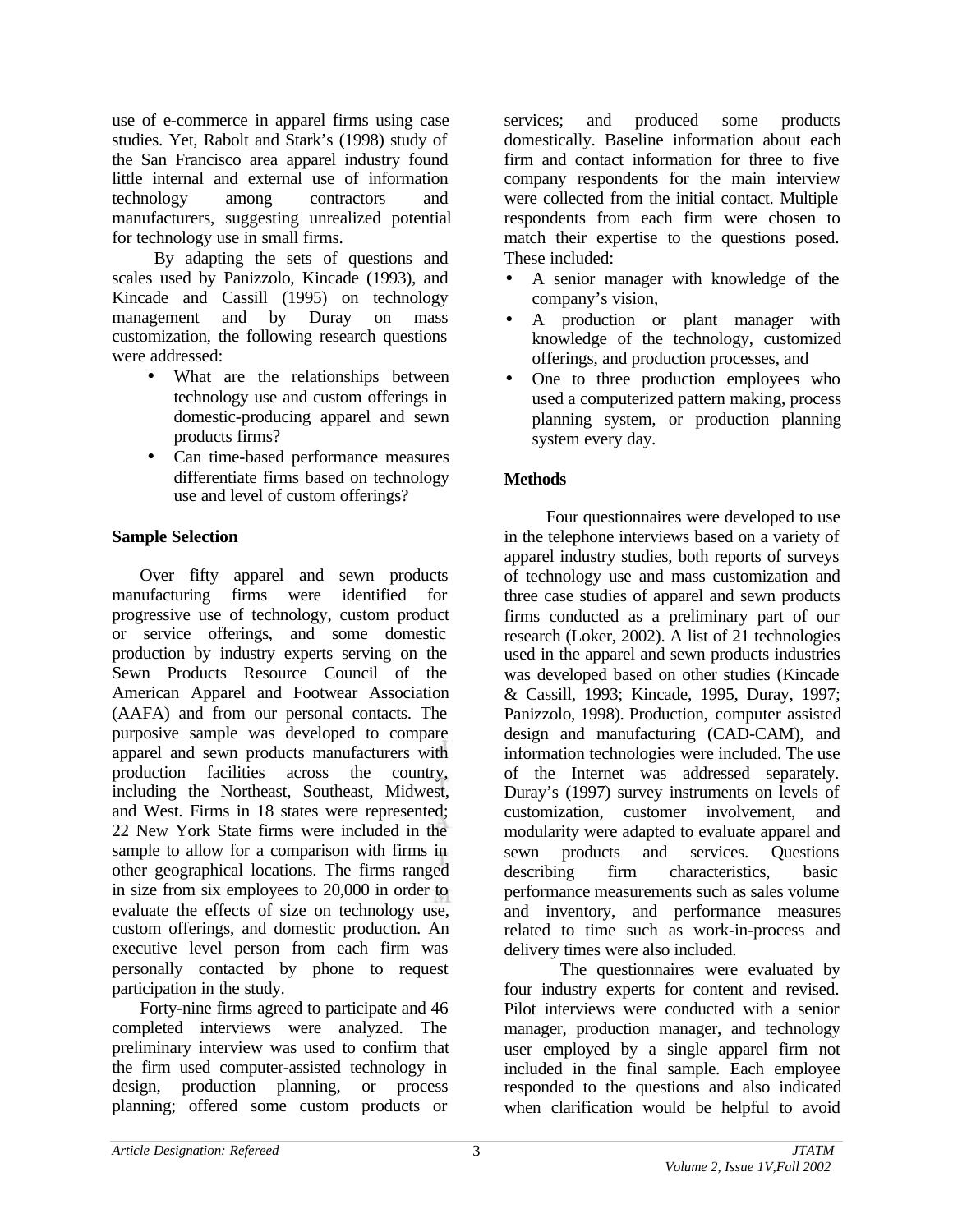use of e-commerce in apparel firms using case studies. Yet, Rabolt and Stark's (1998) study of the San Francisco area apparel industry found little internal and external use of information technology among contractors and manufacturers, suggesting unrealized potential for technology use in small firms.

By adapting the sets of questions and scales used by Panizzolo, Kincade (1993), and Kincade and Cassill (1995) on technology management and by Duray on mass customization, the following research questions were addressed:

- What are the relationships between technology use and custom offerings in domestic-producing apparel and sewn products firms?
- Can time-based performance measures differentiate firms based on technology use and level of custom offerings?

**Sample Selection**

Over fifty apparel and sewn products manufacturing firms were identified for progressive use of technology, custom product or service offerings, and some domestic production by industry experts serving on the Sewn Products Resource Council of the American Apparel and Footwear Association (AAFA) and from our personal contacts. The purposive sample was developed to compare apparel and sewn products manufacturers with production facilities across the country, including the Northeast, Southeast, Midwest, and West. Firms in 18 states were represented; 22 New York State firms were included in the sample to allow for a comparison with firms in other geographical locations. The firms ranged in size from six employees to 20,000 in order to evaluate the effects of size on technology use, custom offerings, and domestic production. An executive level person from each firm was personally contacted by phone to request participation in the study.

Forty-nine firms agreed to participate and 46 completed interviews were analyzed. The preliminary interview was used to confirm that the firm used computer-assisted technology in design, production planning, or process planning; offered some custom products or services; and produced some products domestically. Baseline information about each firm and contact information for three to five company respondents for the main interview were collected from the initial contact. Multiple respondents from each firm were chosen to match their expertise to the questions posed. These included:

- A senior manager with knowledge of the company's vision,
- A production or plant manager with knowledge of the technology, customized offerings, and production processes, and
- One to three production employees who used a computerized pattern making, process planning system, or production planning system every day.

**Methods**

Four questionnaires were developed to use in the telephone interviews based on a variety of apparel industry studies, both reports of surveys of technology use and mass customization and three case studies of apparel and sewn products firms conducted as a preliminary part of our research (Loker, 2002). A list of 21 technologies used in the apparel and sewn products industries was developed based on other studies (Kincade & Cassill, 1993; Kincade, 1995, Duray, 1997; Panizzolo, 1998). Production, computer assisted design and manufacturing (CAD-CAM), and information technologies were included. The use of the Internet was addressed separately. Duray's (1997) survey instruments on levels of customization, customer involvement, and modularity were adapted to evaluate apparel and sewn products and services. Questions describing firm characteristics, basic performance measurements such as sales volume and inventory, and performance measures related to time such as work-in-process and delivery times were also included.

The questionnaires were evaluated by four industry experts for content and revised. Pilot interviews were conducted with a senior manager, production manager, and technology user employed by a single apparel firm not included in the final sample. Each employee responded to the questions and also indicated when clarification would be helpful to avoid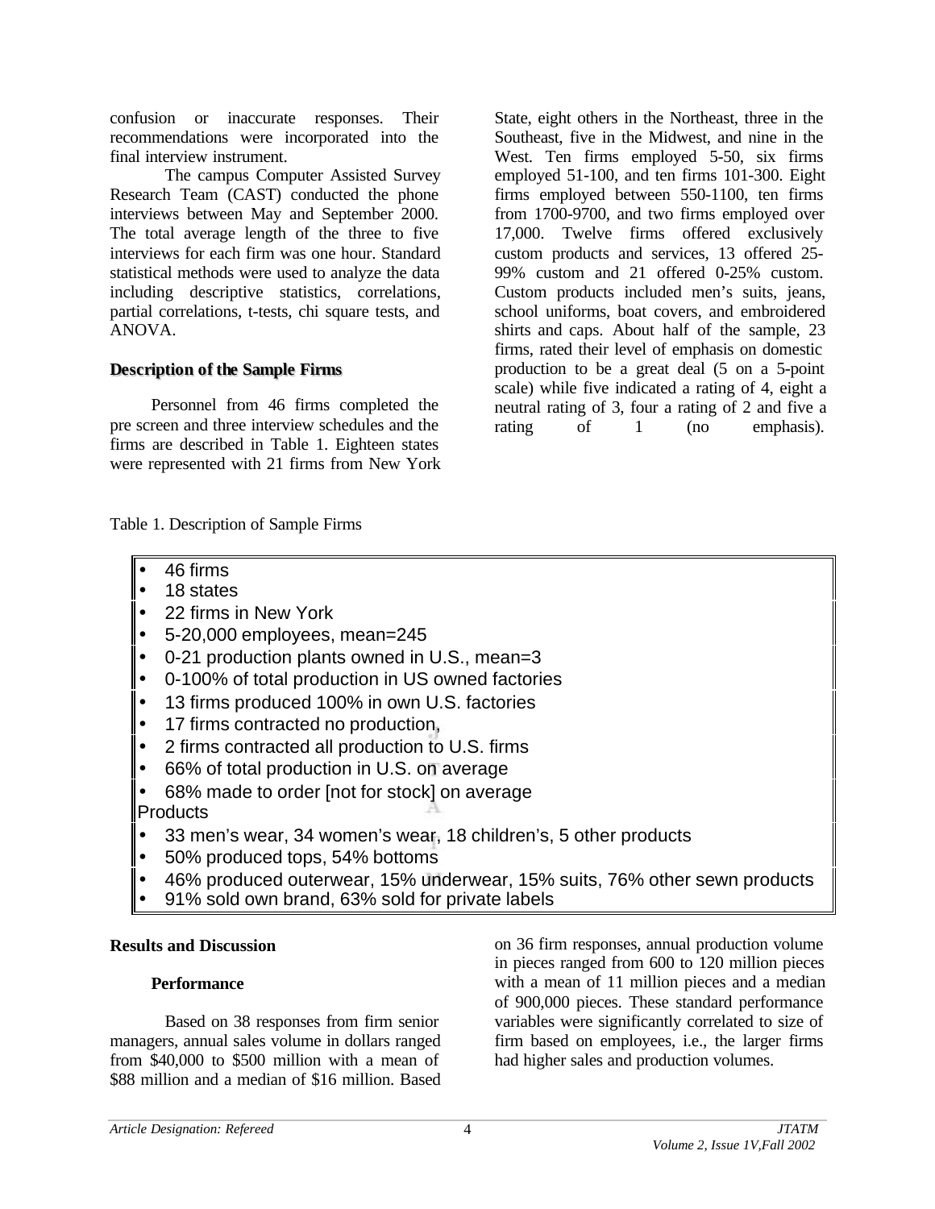confusion or inaccurate responses. Their recommendations were incorporated into the final interview instrument.

The campus Computer Assisted Survey Research Team (CAST) conducted the phone interviews between May and September 2000. The total average length of the three to five interviews for each firm was one hour. Standard statistical methods were used to analyze the data including descriptive statistics, correlations, partial correlations, t-tests, chi square tests, and ANOVA.

### Description of the Sample Firms

Personnel from 46 firms completed the pre screen and three interview schedules and the firms are described in Table 1. Eighteen states were represented with 21 firms from New York State, eight others in the Northeast, three in the Southeast, five in the Midwest, and nine in the West. Ten firms employed 5-50, six firms employed 51-100, and ten firms 101-300. Eight firms employed between 550-1100, ten firms from 1700-9700, and two firms employed over 17,000. Twelve firms offered exclusively custom products and services, 13 offered 25-99% custom and 21 offered 0-25% custom. Custom products included men's suits, jeans, school uniforms, boat covers, and embroidered shirts and caps. About half of the sample, 23 firms, rated their level of emphasis on domestic production to be a great deal (5 on a 5-point scale) while five indicated a rating of 4, eight a neutral rating of 3, four a rating of 2 and five a rating of 1 (no emphasis).

Table 1. Description of Sample Firms

- 46 firms
- 18 states
- 22 firms in New York
- 5-20,000 employees, mean=245
- 0-21 production plants owned in U.S., mean=3
- 0-100% of total production in US owned factories
- 13 firms produced 100% in own U.S. factories
- 17 firms contracted no production,
- 2 firms contracted all production to U.S. firms
- 66% of total production in U.S. on average
- 68% made to order [not for stock] on average

Products

- 33 men's wear, 34 women's wear, 18 children's, 5 other products
- 50% produced tops, 54% bottoms
- 46% produced outerwear, 15% underwear, 15% suits, 76% other sewn products
- 91% sold own brand, 63% sold for private labels

## Results and Discussion

### Performance

Based on 38 responses from firm senior managers, annual sales volume in dollars ranged from $40,000 to $500 million with a mean of $88 million and a median of $16 million. Based on 36 firm responses, annual production volume in pieces ranged from 600 to 120 million pieces with a mean of 11 million pieces and a median of 900,000 pieces. These standard performance variables were significantly correlated to size of firm based on employees, i.e., the larger firms had higher sales and production volumes.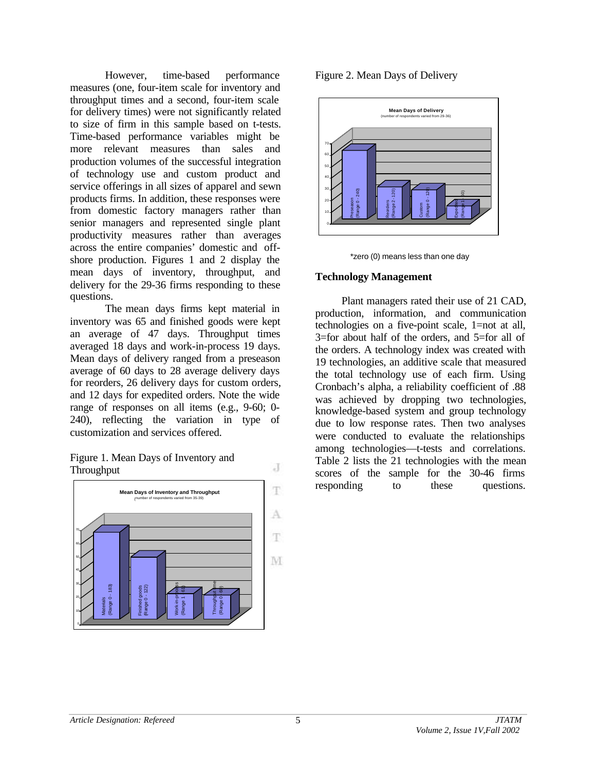However, time-based performance measures (one, four-item scale for inventory and throughput times and a second, four-item scale for delivery times) were not significantly related to size of firm in this sample based on t-tests. Time-based performance variables might be more relevant measures than sales and production volumes of the successful integration of technology use and custom product and service offerings in all sizes of apparel and sewn products firms. In addition, these responses were from domestic factory managers rather than senior managers and represented single plant productivity measures rather than averages across the entire companies' domestic and off-shore production. Figures 1 and 2 display the mean days of inventory, throughput, and delivery for the 29-36 firms responding to these questions.

The mean days firms kept material in inventory was 65 and finished goods were kept an average of 47 days. Throughput times averaged 18 days and work-in-process 19 days. Mean days of delivery ranged from a preseason average of 60 days to 28 average delivery days for reorders, 26 delivery days for custom orders, and 12 days for expedited orders. Note the wide range of responses on all items (e.g., 9-60; 0-240), reflecting the variation in type of customization and services offered.

Figure 1. Mean Days of Inventory and Throughput

Figure 2. Mean Days of Delivery

*zero (0) means less than one day

## Technology Management

Plant managers rated their use of 21 CAD, production, information, and communication technologies on a five-point scale, 1=not at all, 3=for about half of the orders, and 5=for all of the orders. A technology index was created with 19 technologies, an additive scale that measured the total technology use of each firm. Using Cronbach's alpha, a reliability coefficient of .88 was achieved by dropping two technologies, knowledge-based system and group technology due to low response rates. Then two analyses were conducted to evaluate the relationships among technologies—t-tests and correlations. Table 2 lists the 21 technologies with the mean scores of the sample for the 30-46 firms responding to these questions.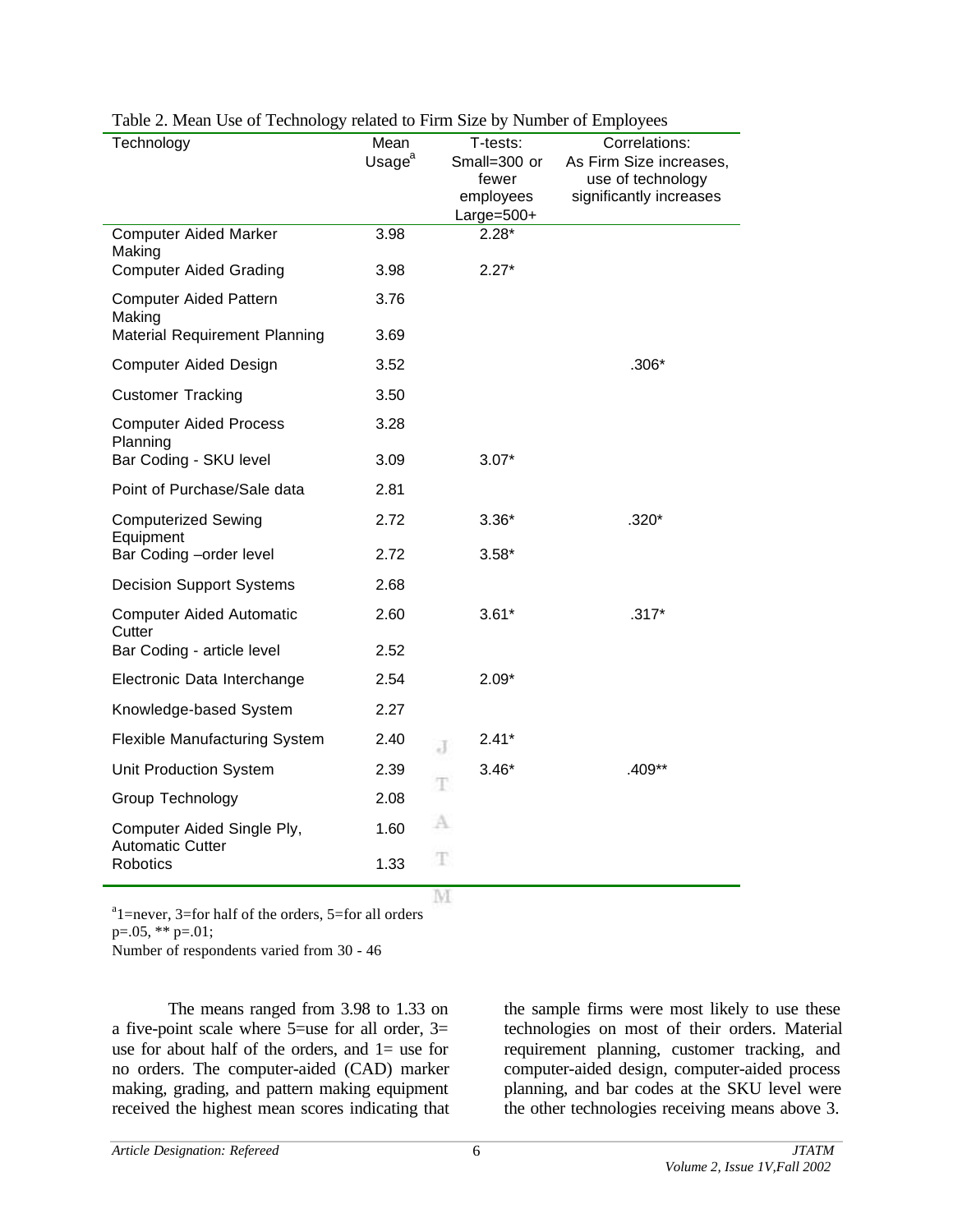Table 2. Mean Use of Technology related to Firm Size by Number of Employees

| Technology | Mean Usage[a] | T-tests: Small=300 or fewer employees Large=500+ | Correlations: As Firm Size increases, use of technology significantly increases |
|---|---|---|---|
| Computer Aided Marker Making | 3.98 | 2.28* | |
| Computer Aided Grading | 3.98 | 2.27* | |
| Computer Aided Pattern Making | 3.76 | | |
| Material Requirement Planning | 3.69 | | |
| Computer Aided Design | 3.52 | | .306* |
| Customer Tracking | 3.50 | | |
| Computer Aided Process Planning | 3.28 | | |
| Bar Coding - SKU level | 3.09 | 3.07* | |
| Point of Purchase/Sale data | 2.81 | | |
| Computerized Sewing Equipment | 2.72 | 3.36* | .320* |
| Bar Coding –order level | 2.72 | 3.58* | |
| Decision Support Systems | 2.68 | | |
| Computer Aided Automatic Cutter | 2.60 | 3.61* | .317* |
| Bar Coding - article level | 2.52 | | |
| Electronic Data Interchange | 2.54 | 2.09* | |
| Knowledge-based System | 2.27 | | |
| Flexible Manufacturing System | 2.40 | 2.41* | |
| Unit Production System | 2.39 | 3.46* | .409** |
| Group Technology | 2.08 | | |
| Computer Aided Single Ply, Automatic Cutter | 1.60 | | |
| Robotics | 1.33 | | |

[a]1=never, 3=for half of the orders, 5=for all orders
p=.05, ** p=.01;
Number of respondents varied from 30 - 46

The means ranged from 3.98 to 1.33 on a five-point scale where 5=use for all order, 3= use for about half of the orders, and 1= use for no orders. The computer-aided (CAD) marker making, grading, and pattern making equipment received the highest mean scores indicating that the sample firms were most likely to use these technologies on most of their orders. Material requirement planning, customer tracking, and computer-aided design, computer-aided process planning, and bar codes at the SKU level were the other technologies receiving means above 3.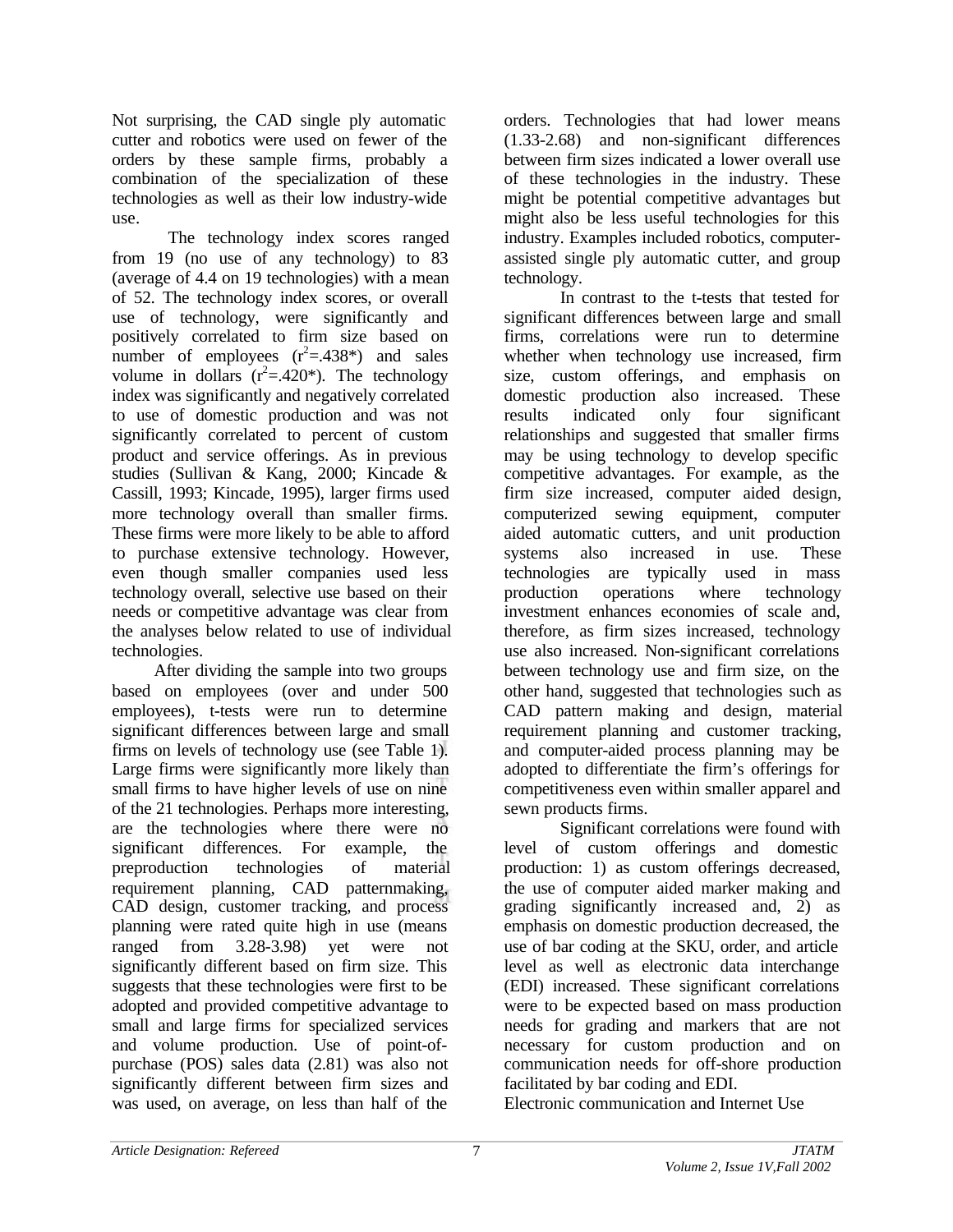Not surprising, the CAD single ply automatic cutter and robotics were used on fewer of the orders by these sample firms, probably a combination of the specialization of these technologies as well as their low industry-wide use.

The technology index scores ranged from 19 (no use of any technology) to 83 (average of 4.4 on 19 technologies) with a mean of 52. The technology index scores, or overall use of technology, were significantly and positively correlated to firm size based on number of employees ($r^2$=.438*) and sales volume in dollars ($r^2$=.420*). The technology index was significantly and negatively correlated to use of domestic production and was not significantly correlated to percent of custom product and service offerings. As in previous studies (Sullivan & Kang, 2000; Kincade & Cassill, 1993; Kincade, 1995), larger firms used more technology overall than smaller firms. These firms were more likely to be able to afford to purchase extensive technology. However, even though smaller companies used less technology overall, selective use based on their needs or competitive advantage was clear from the analyses below related to use of individual technologies.

After dividing the sample into two groups based on employees (over and under 500 employees), t-tests were run to determine significant differences between large and small firms on levels of technology use (see Table 1). Large firms were significantly more likely than small firms to have higher levels of use on nine of the 21 technologies. Perhaps more interesting, are the technologies where there were no significant differences. For example, the preproduction technologies of material requirement planning, CAD patternmaking, CAD design, customer tracking, and process planning were rated quite high in use (means ranged from 3.28-3.98) yet were not significantly different based on firm size. This suggests that these technologies were first to be adopted and provided competitive advantage to small and large firms for specialized services and volume production. Use of point-of-purchase (POS) sales data (2.81) was also not significantly different between firm sizes and was used, on average, on less than half of the orders. Technologies that had lower means (1.33-2.68) and non-significant differences between firm sizes indicated a lower overall use of these technologies in the industry. These might be potential competitive advantages but might also be less useful technologies for this industry. Examples included robotics, computer-assisted single ply automatic cutter, and group technology.

In contrast to the t-tests that tested for significant differences between large and small firms, correlations were run to determine whether when technology use increased, firm size, custom offerings, and emphasis on domestic production also increased. These results indicated only four significant relationships and suggested that smaller firms may be using technology to develop specific competitive advantages. For example, as the firm size increased, computer aided design, computerized sewing equipment, computer aided automatic cutters, and unit production systems also increased in use. These technologies are typically used in mass production operations where technology investment enhances economies of scale and, therefore, as firm sizes increased, technology use also increased. Non-significant correlations between technology use and firm size, on the other hand, suggested that technologies such as CAD pattern making and design, material requirement planning and customer tracking, and computer-aided process planning may be adopted to differentiate the firm's offerings for competitiveness even within smaller apparel and sewn products firms.

Significant correlations were found with level of custom offerings and domestic production: 1) as custom offerings decreased, the use of computer aided marker making and grading significantly increased and, 2) as emphasis on domestic production decreased, the use of bar coding at the SKU, order, and article level as well as electronic data interchange (EDI) increased. These significant correlations were to be expected based on mass production needs for grading and markers that are not necessary for custom production and on communication needs for off-shore production facilitated by bar coding and EDI.

Electronic communication and Internet Use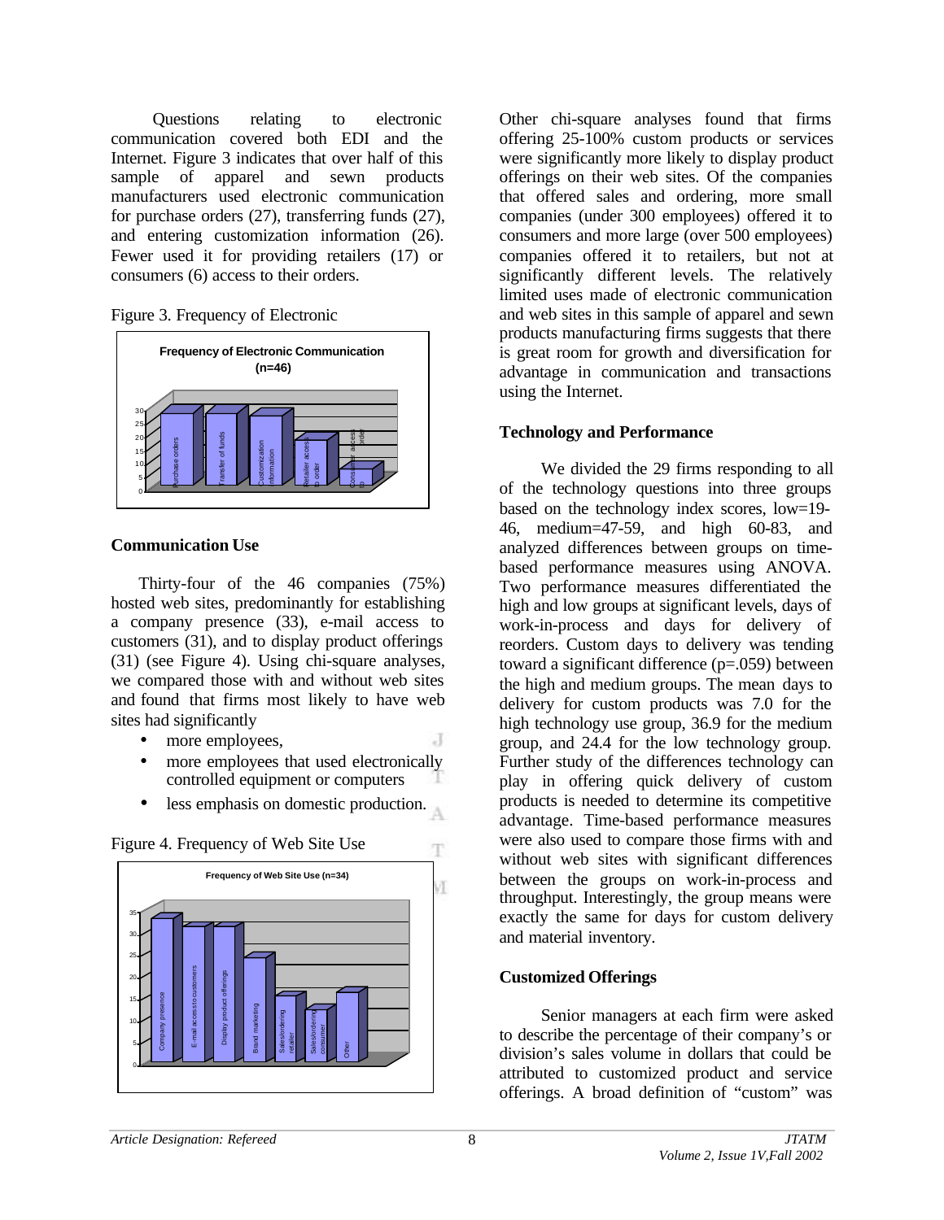Questions relating to electronic communication covered both EDI and the Internet. Figure 3 indicates that over half of this sample of apparel and sewn products manufacturers used electronic communication for purchase orders (27), transferring funds (27), and entering customization information (26). Fewer used it for providing retailers (17) or consumers (6) access to their orders.

Figure 3. Frequency of Electronic

### Communication Use

Thirty-four of the 46 companies (75%) hosted web sites, predominantly for establishing a company presence (33), e-mail access to customers (31), and to display product offerings (31) (see Figure 4). Using chi-square analyses, we compared those with and without web sites and found that firms most likely to have web sites had significantly

- more employees,
- more employees that used electronically controlled equipment or computers
- less emphasis on domestic production.

Figure 4. Frequency of Web Site Use

Other chi-square analyses found that firms offering 25-100% custom products or services were significantly more likely to display product offerings on their web sites. Of the companies that offered sales and ordering, more small companies (under 300 employees) offered it to consumers and more large (over 500 employees) companies offered it to retailers, but not at significantly different levels. The relatively limited uses made of electronic communication and web sites in this sample of apparel and sewn products manufacturing firms suggests that there is great room for growth and diversification for advantage in communication and transactions using the Internet.

### Technology and Performance

We divided the 29 firms responding to all of the technology questions into three groups based on the technology index scores, low=19-46, medium=47-59, and high 60-83, and analyzed differences between groups on time-based performance measures using ANOVA. Two performance measures differentiated the high and low groups at significant levels, days of work-in-process and days for delivery of reorders. Custom days to delivery was tending toward a significant difference (p=.059) between the high and medium groups. The mean days to delivery for custom products was 7.0 for the high technology use group, 36.9 for the medium group, and 24.4 for the low technology group. Further study of the differences technology can play in offering quick delivery of custom products is needed to determine its competitive advantage. Time-based performance measures were also used to compare those firms with and without web sites with significant differences between the groups on work-in-process and throughput. Interestingly, the group means were exactly the same for days for custom delivery and material inventory.

### Customized Offerings

Senior managers at each firm were asked to describe the percentage of their company's or division's sales volume in dollars that could be attributed to customized product and service offerings. A broad definition of "custom" was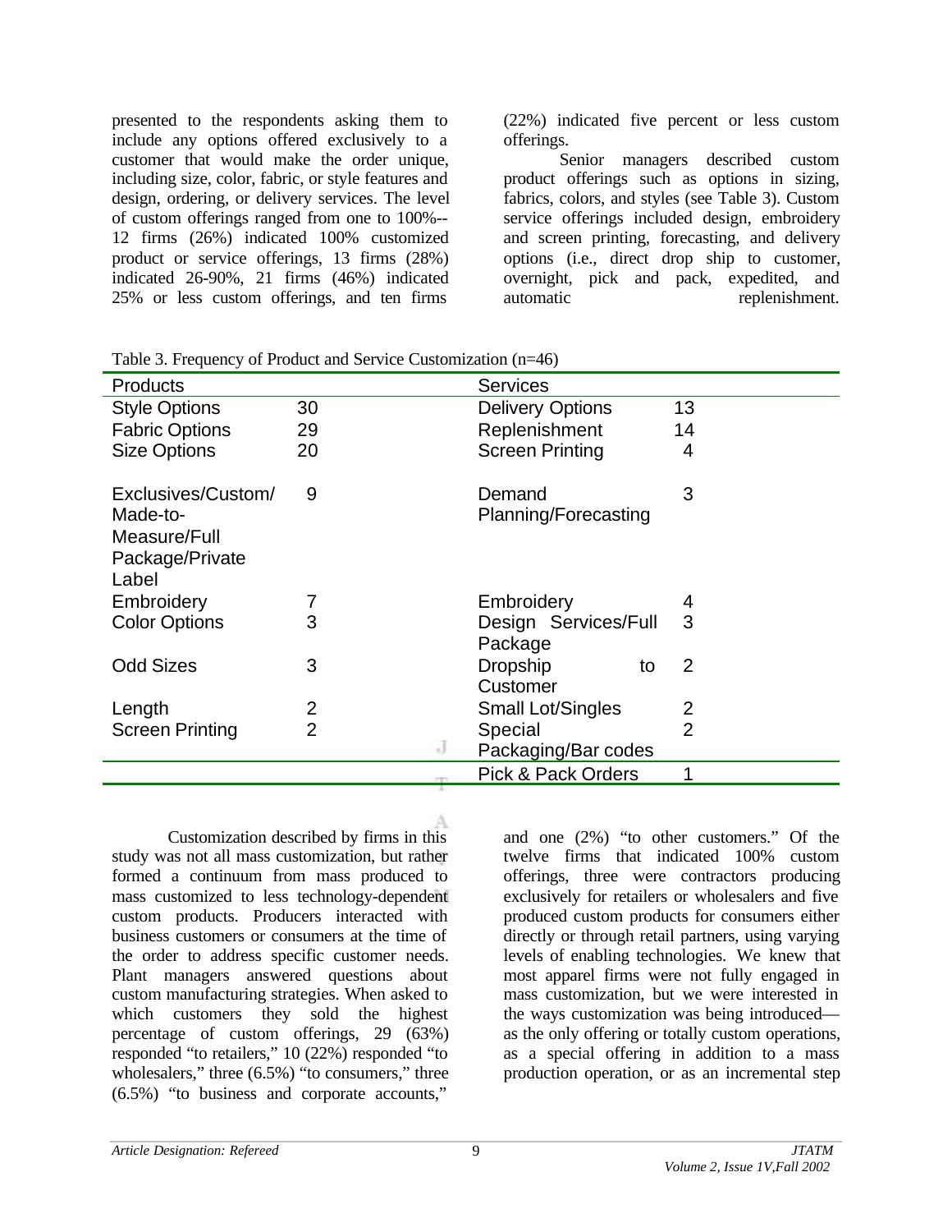presented to the respondents asking them to include any options offered exclusively to a customer that would make the order unique, including size, color, fabric, or style features and design, ordering, or delivery services. The level of custom offerings ranged from one to 100%--12 firms (26%) indicated 100% customized product or service offerings, 13 firms (28%) indicated 26-90%, 21 firms (46%) indicated 25% or less custom offerings, and ten firms (22%) indicated five percent or less custom offerings.

Senior managers described custom product offerings such as options in sizing, fabrics, colors, and styles (see Table 3). Custom service offerings included design, embroidery and screen printing, forecasting, and delivery options (i.e., direct drop ship to customer, overnight, pick and pack, expedited, and automatic replenishment.

Table 3. Frequency of Product and Service Customization (n=46)

| Products | | Services | |
|---|---|---|---|
| Style Options | 30 | Delivery Options | 13 |
| Fabric Options | 29 | Replenishment | 14 |
| Size Options | 20 | Screen Printing | 4 |
| Exclusives/Custom/ Made-to-Measure/Full Package/Private Label | 9 | Demand Planning/Forecasting | 3 |
| Embroidery | 7 | Embroidery | 4 |
| Color Options | 3 | Design Services/Full Package | 3 |
| Odd Sizes | 3 | Dropship to Customer | 2 |
| Length | 2 | Small Lot/Singles | 2 |
| Screen Printing | 2 | Special Packaging/Bar codes | 2 |
| | | Pick & Pack Orders | 1 |

Customization described by firms in this study was not all mass customization, but rather formed a continuum from mass produced to mass customized to less technology-dependent custom products. Producers interacted with business customers or consumers at the time of the order to address specific customer needs. Plant managers answered questions about custom manufacturing strategies. When asked to which customers they sold the highest percentage of custom offerings, 29 (63%) responded "to retailers," 10 (22%) responded "to wholesalers," three (6.5%) "to consumers," three (6.5%) "to business and corporate accounts," and one (2%) "to other customers." Of the twelve firms that indicated 100% custom offerings, three were contractors producing exclusively for retailers or wholesalers and five produced custom products for consumers either directly or through retail partners, using varying levels of enabling technologies. We knew that most apparel firms were not fully engaged in mass customization, but we were interested in the ways customization was being introduced—as the only offering or totally custom operations, as a special offering in addition to a mass production operation, or as an incremental step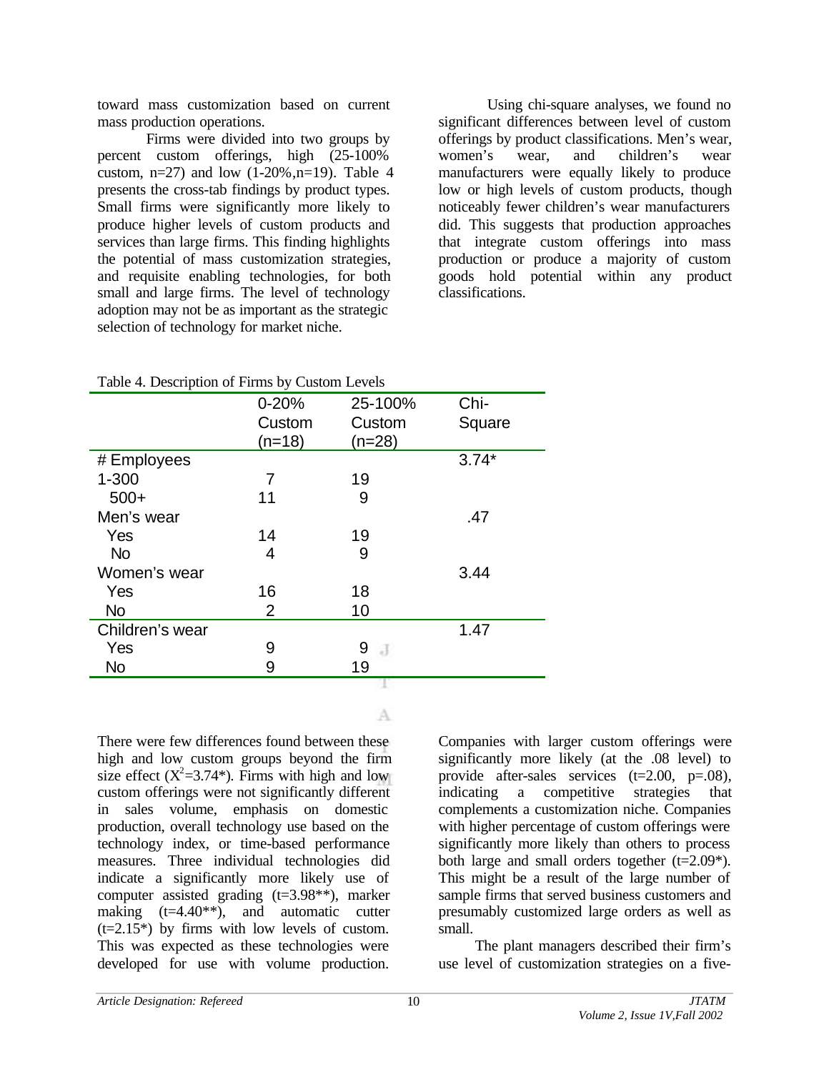toward mass customization based on current mass production operations.

Firms were divided into two groups by percent custom offerings, high (25-100% custom, n=27) and low (1-20%,n=19). Table 4 presents the cross-tab findings by product types. Small firms were significantly more likely to produce higher levels of custom products and services than large firms. This finding highlights the potential of mass customization strategies, and requisite enabling technologies, for both small and large firms. The level of technology adoption may not be as important as the strategic selection of technology for market niche.

Using chi-square analyses, we found no significant differences between level of custom offerings by product classifications. Men's wear, women's wear, and children's wear manufacturers were equally likely to produce low or high levels of custom products, though noticeably fewer children's wear manufacturers did. This suggests that production approaches that integrate custom offerings into mass production or produce a majority of custom goods hold potential within any product classifications.

Table 4. Description of Firms by Custom Levels

| | 0-20% Custom (n=18) | 25-100% Custom (n=28) | Chi-Square |
|---|---|---|---|
| # Employees | | | 3.74* |
| 1-300 | 7 | 19 | |
| 500+ | 11 | 9 | |
| Men's wear | | | .47 |
| Yes | 14 | 19 | |
| No | 4 | 9 | |
| Women's wear | | | 3.44 |
| Yes | 16 | 18 | |
| No | 2 | 10 | |
| Children's wear | | | 1.47 |
| Yes | 9 | 9 | |
| No | 9 | 19 | |

There were few differences found between these high and low custom groups beyond the firm size effect ($X^2$=3.74*). Firms with high and low custom offerings were not significantly different in sales volume, emphasis on domestic production, overall technology use based on the technology index, or time-based performance measures. Three individual technologies did indicate a significantly more likely use of computer assisted grading (t=3.98**), marker making (t=4.40**), and automatic cutter (t=2.15*) by firms with low levels of custom. This was expected as these technologies were developed for use with volume production. Companies with larger custom offerings were significantly more likely (at the .08 level) to provide after-sales services (t=2.00, p=.08), indicating a competitive strategies that complements a customization niche. Companies with higher percentage of custom offerings were significantly more likely than others to process both large and small orders together (t=2.09*). This might be a result of the large number of sample firms that served business customers and presumably customized large orders as well as small.

The plant managers described their firm's use level of customization strategies on a five-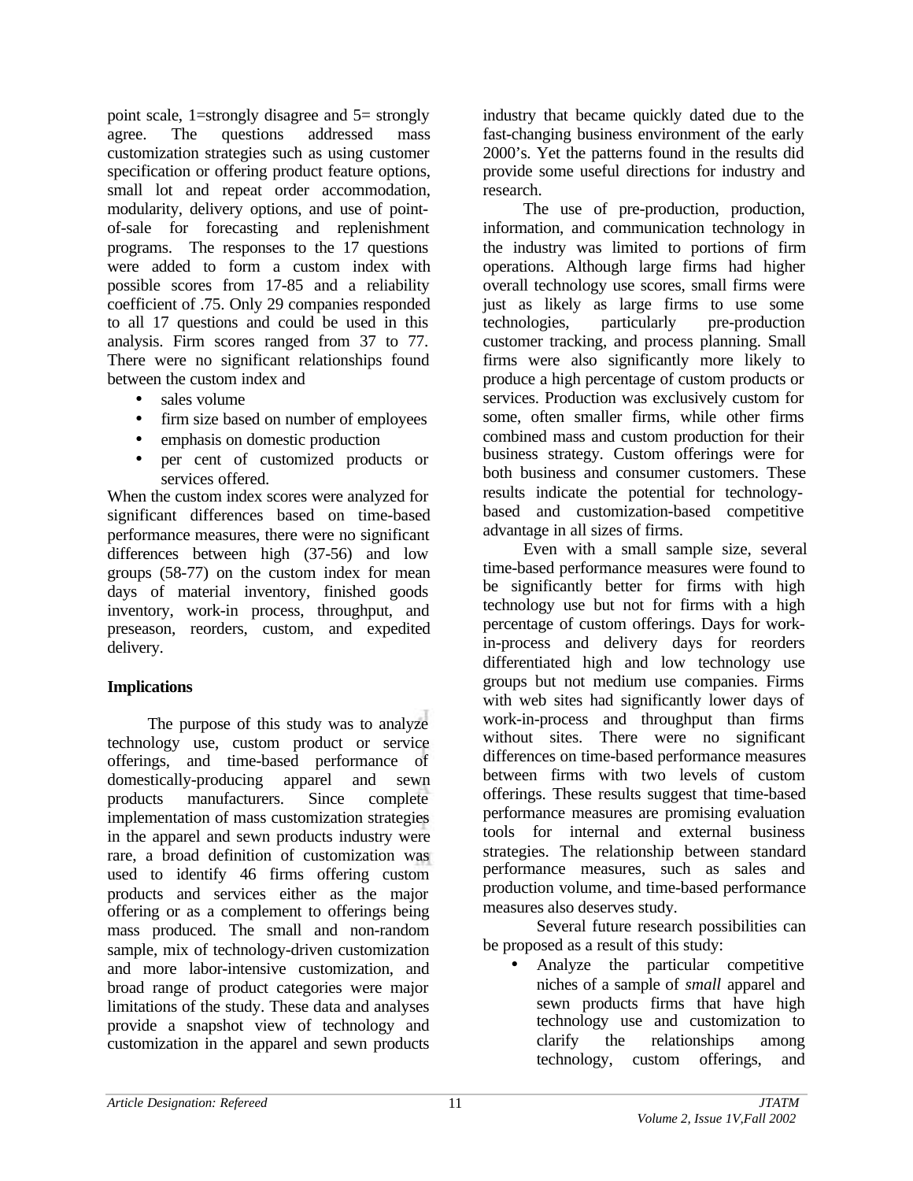point scale, 1=strongly disagree and 5= strongly agree. The questions addressed mass customization strategies such as using customer specification or offering product feature options, small lot and repeat order accommodation, modularity, delivery options, and use of point-of-sale for forecasting and replenishment programs. The responses to the 17 questions were added to form a custom index with possible scores from 17-85 and a reliability coefficient of .75. Only 29 companies responded to all 17 questions and could be used in this analysis. Firm scores ranged from 37 to 77. There were no significant relationships found between the custom index and

- sales volume
- firm size based on number of employees
- emphasis on domestic production
- per cent of customized products or services offered.

When the custom index scores were analyzed for significant differences based on time-based performance measures, there were no significant differences between high (37-56) and low groups (58-77) on the custom index for mean days of material inventory, finished goods inventory, work-in process, throughput, and preseason, reorders, custom, and expedited delivery.

**Implications**

The purpose of this study was to analyze technology use, custom product or service offerings, and time-based performance of domestically-producing apparel and sewn products manufacturers. Since complete implementation of mass customization strategies in the apparel and sewn products industry were rare, a broad definition of customization was used to identify 46 firms offering custom products and services either as the major offering or as a complement to offerings being mass produced. The small and non-random sample, mix of technology-driven customization and more labor-intensive customization, and broad range of product categories were major limitations of the study. These data and analyses provide a snapshot view of technology and customization in the apparel and sewn products industry that became quickly dated due to the fast-changing business environment of the early 2000's. Yet the patterns found in the results did provide some useful directions for industry and research.

The use of pre-production, production, information, and communication technology in the industry was limited to portions of firm operations. Although large firms had higher overall technology use scores, small firms were just as likely as large firms to use some technologies, particularly pre-production customer tracking, and process planning. Small firms were also significantly more likely to produce a high percentage of custom products or services. Production was exclusively custom for some, often smaller firms, while other firms combined mass and custom production for their business strategy. Custom offerings were for both business and consumer customers. These results indicate the potential for technology-based and customization-based competitive advantage in all sizes of firms.

Even with a small sample size, several time-based performance measures were found to be significantly better for firms with high technology use but not for firms with a high percentage of custom offerings. Days for work-in-process and delivery days for reorders differentiated high and low technology use groups but not medium use companies. Firms with web sites had significantly lower days of work-in-process and throughput than firms without sites. There were no significant differences on time-based performance measures between firms with two levels of custom offerings. These results suggest that time-based performance measures are promising evaluation tools for internal and external business strategies. The relationship between standard performance measures, such as sales and production volume, and time-based performance measures also deserves study.

Several future research possibilities can be proposed as a result of this study:

- Analyze the particular competitive niches of a sample of *small* apparel and sewn products firms that have high technology use and customization to clarify the relationships among technology, custom offerings, and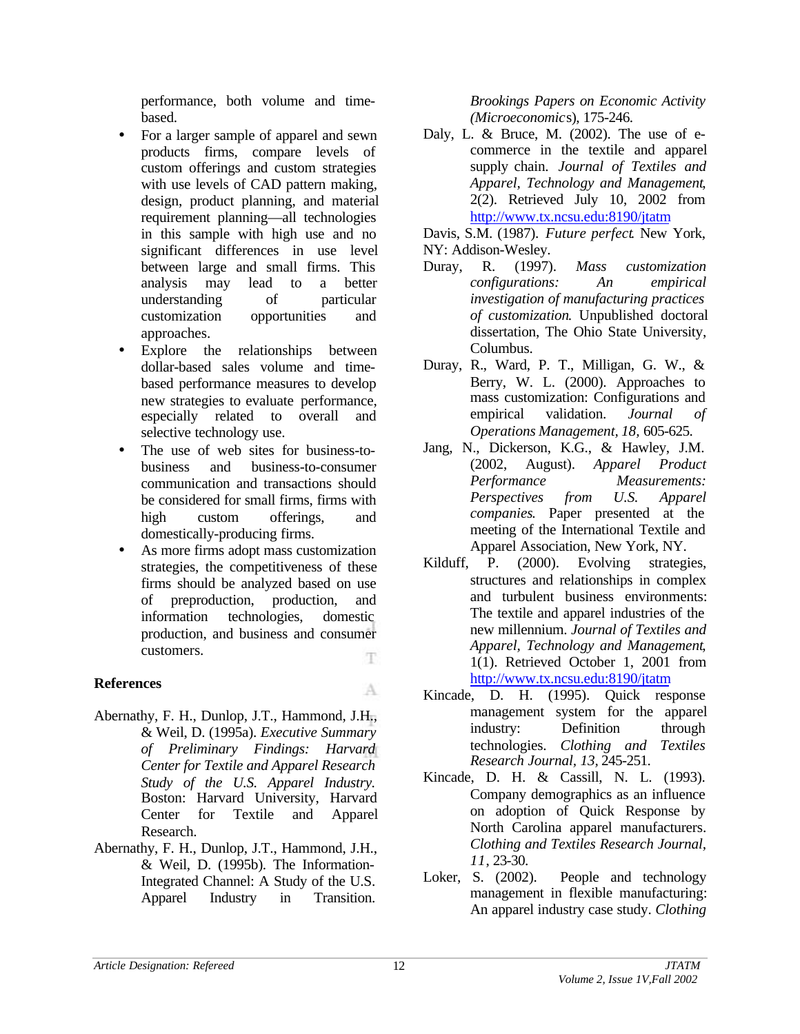performance, both volume and time-based.

- For a larger sample of apparel and sewn products firms, compare levels of custom offerings and custom strategies with use levels of CAD pattern making, design, product planning, and material requirement planning—all technologies in this sample with high use and no significant differences in use level between large and small firms. This analysis may lead to a better understanding of particular customization opportunities and approaches.
- Explore the relationships between dollar-based sales volume and time-based performance measures to develop new strategies to evaluate performance, especially related to overall and selective technology use.
- The use of web sites for business-to-business and business-to-consumer communication and transactions should be considered for small firms, firms with high custom offerings, and domestically-producing firms.
- As more firms adopt mass customization strategies, the competitiveness of these firms should be analyzed based on use of preproduction, production, and information technologies, domestic production, and business and consumer customers.

## References

Abernathy, F. H., Dunlop, J.T., Hammond, J.H., & Weil, D. (1995a). *Executive Summary of Preliminary Findings: Harvard Center for Textile and Apparel Research Study of the U.S. Apparel Industry*. Boston: Harvard University, Harvard Center for Textile and Apparel Research.

Abernathy, F. H., Dunlop, J.T., Hammond, J.H., & Weil, D. (1995b). The Information-Integrated Channel: A Study of the U.S. Apparel Industry in Transition. *Brookings Papers on Economic Activity (Microeconomics)*, 175-246.

Daly, L. & Bruce, M. (2002). The use of e-commerce in the textile and apparel supply chain. *Journal of Textiles and Apparel, Technology and Management*, 2(2). Retrieved July 10, 2002 from http://www.tx.ncsu.edu:8190/jtatm

Davis, S.M. (1987). *Future perfect*. New York, NY: Addison-Wesley.

Duray, R. (1997). *Mass customization configurations: An empirical investigation of manufacturing practices of customization*. Unpublished doctoral dissertation, The Ohio State University, Columbus.

Duray, R., Ward, P. T., Milligan, G. W., & Berry, W. L. (2000). Approaches to mass customization: Configurations and empirical validation. *Journal of Operations Management, 18,* 605-625.

Jang, N., Dickerson, K.G., & Hawley, J.M. (2002, August). *Apparel Product Performance Measurements: Perspectives from U.S. Apparel companies*. Paper presented at the meeting of the International Textile and Apparel Association, New York, NY.

Kilduff, P. (2000). Evolving strategies, structures and relationships in complex and turbulent business environments: The textile and apparel industries of the new millennium. *Journal of Textiles and Apparel, Technology and Management*, 1(1). Retrieved October 1, 2001 from http://www.tx.ncsu.edu:8190/jtatm

Kincade, D. H. (1995). Quick response management system for the apparel industry: Definition through technologies. *Clothing and Textiles Research Journal, 13,* 245-251.

Kincade, D. H. & Cassill, N. L. (1993). Company demographics as an influence on adoption of Quick Response by North Carolina apparel manufacturers. *Clothing and Textiles Research Journal, 11,* 23-30.

Loker, S. (2002). People and technology management in flexible manufacturing: An apparel industry case study. *Clothing*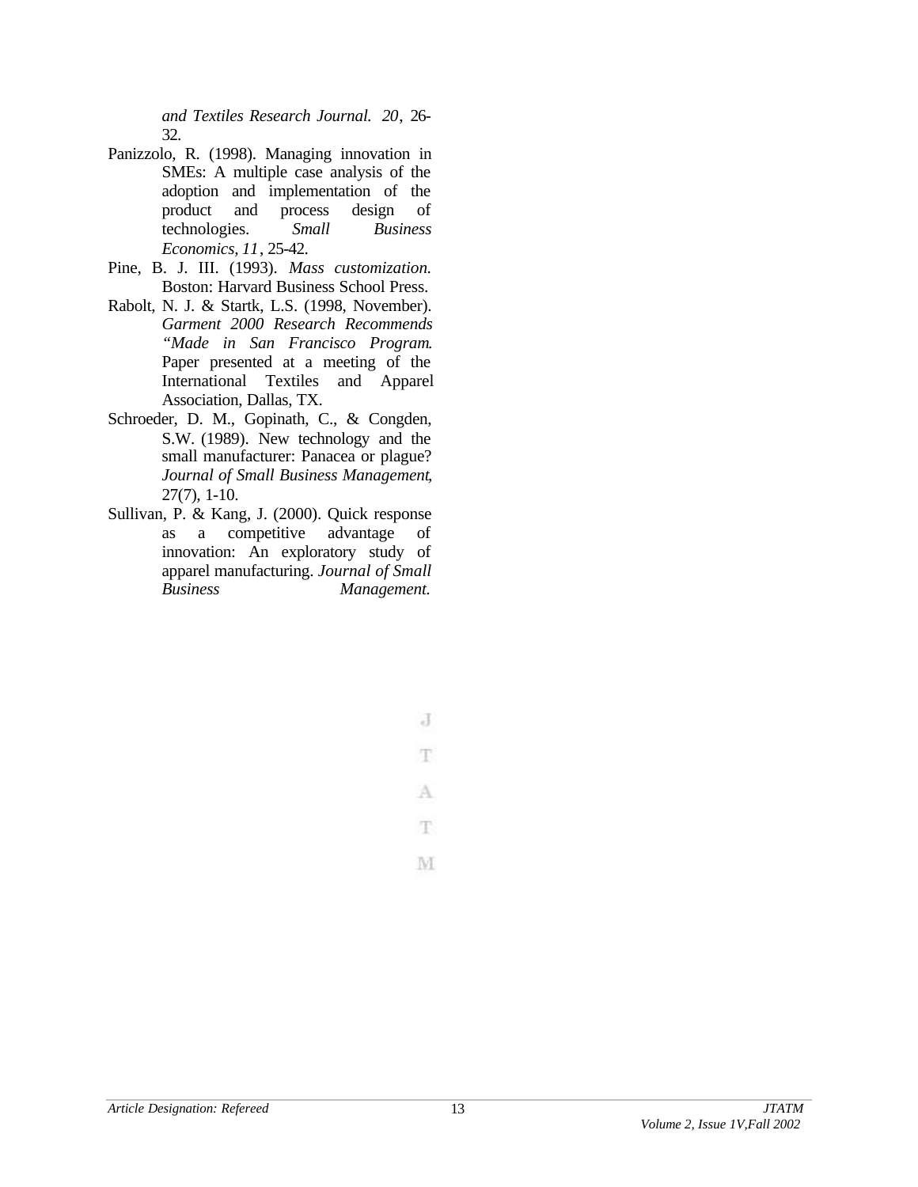*and Textiles Research Journal. 20*, 26-32.

Panizzolo, R. (1998). Managing innovation in SMEs: A multiple case analysis of the adoption and implementation of the product and process design of technologies. *Small Business Economics, 11*, 25-42.

Pine, B. J. III. (1993). *Mass customization.* Boston: Harvard Business School Press.

Rabolt, N. J. & Startk, L.S. (1998, November). *Garment 2000 Research Recommends "Made in San Francisco Program*. Paper presented at a meeting of the International Textiles and Apparel Association, Dallas, TX.

Schroeder, D. M., Gopinath, C., & Congden, S.W. (1989). New technology and the small manufacturer: Panacea or plague? *Journal of Small Business Management*, 27(7), 1-10.

Sullivan, P. & Kang, J. (2000). Quick response as a competitive advantage of innovation: An exploratory study of apparel manufacturing. *Journal of Small Business Management.*